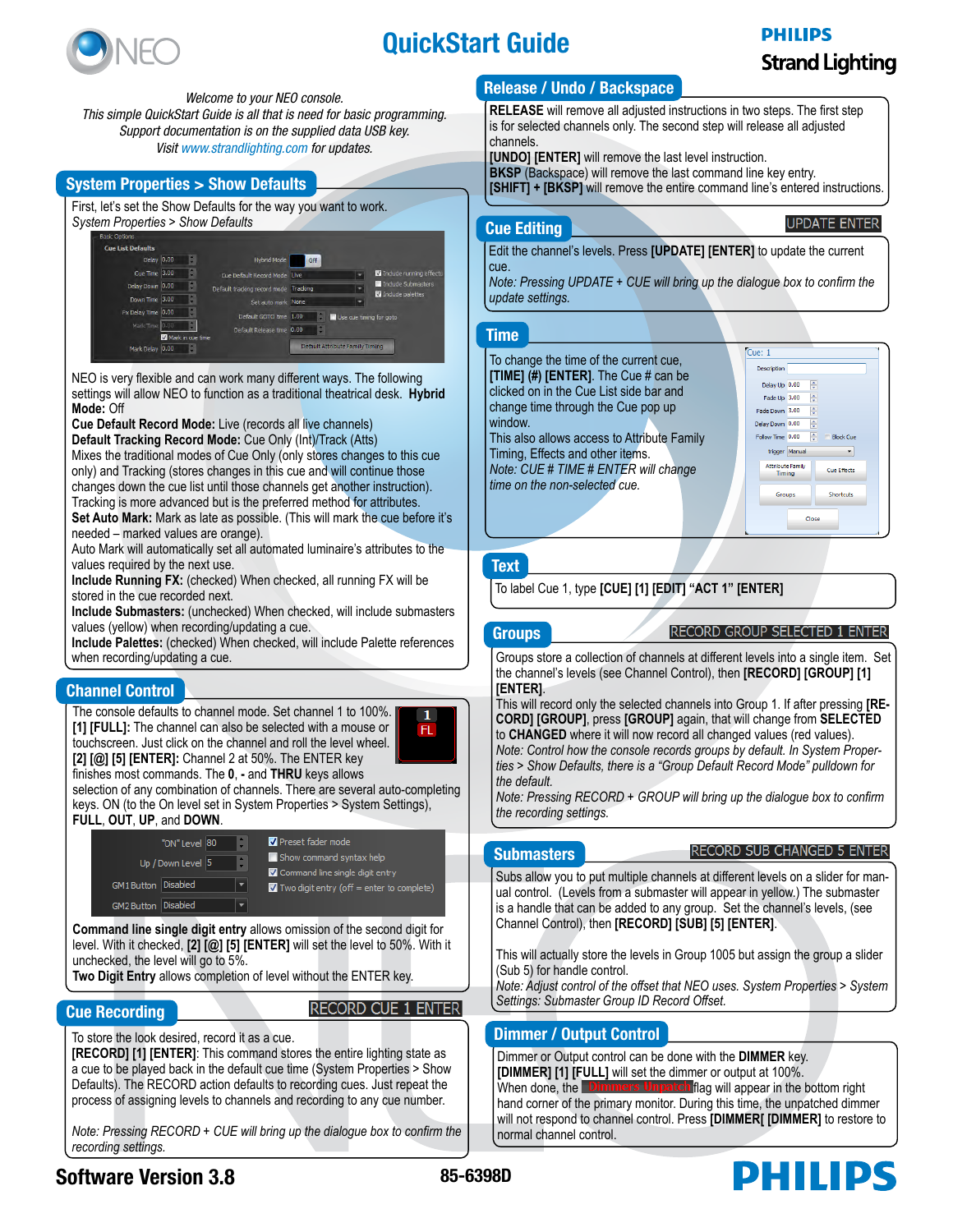# QuickStart Guide

PHILIPS
Strand Lighting

*Welcome to your NEO console.*
*This simple QuickStart Guide is all that is need for basic programming.*
*Support documentation is on the supplied data USB key.*
*Visit www.strandlighting.com for updates.*

## System Properties > Show Defaults

First, let's set the Show Defaults for the way you want to work.
*System Properties > Show Defaults*

NEO is very flexible and can work many different ways. The following settings will allow NEO to function as a traditional theatrical desk. **Hybrid Mode:** Off
**Cue Default Record Mode:** Live (records all live channels)
**Default Tracking Record Mode:** Cue Only (Int)/Track (Atts)
Mixes the traditional modes of Cue Only (only stores changes to this cue only) and Tracking (stores changes in this cue and will continue those changes down the cue list until those channels get another instruction). Tracking is more advanced but is the preferred method for attributes.
**Set Auto Mark:** Mark as late as possible. (This will mark the cue before it's needed – marked values are orange).
Auto Mark will automatically set all automated luminaire's attributes to the values required by the next use.
**Include Running FX:** (checked) When checked, all running FX will be stored in the cue recorded next.
**Include Submasters:** (unchecked) When checked, will include submasters values (yellow) when recording/updating a cue.
**Include Palettes:** (checked) When checked, will include Palette references when recording/updating a cue.

## Channel Control

The console defaults to channel mode. Set channel 1 to 100%. **[1] [FULL]:** The channel can also be selected with a mouse or touchscreen. Just click on the channel and roll the level wheel. **[2] [@] [5] [ENTER]:** Channel 2 at 50%. The ENTER key finishes most commands. The **0**, **-** and **THRU** keys allows selection of any combination of channels. There are several auto-completing keys. ON (to the On level set in System Properties > System Settings), **FULL**, **OUT**, **UP**, and **DOWN**.

**Command line single digit entry** allows omission of the second digit for level. With it checked, **[2] [@] [5] [ENTER]** will set the level to 50%. With it unchecked, the level will go to 5%.
**Two Digit Entry** allows completion of level without the ENTER key.

## Cue Recording

RECORD CUE 1 ENTER

To store the look desired, record it as a cue.
**[RECORD] [1] [ENTER]**: This command stores the entire lighting state as a cue to be played back in the default cue time (System Properties > Show Defaults). The RECORD action defaults to recording cues. Just repeat the process of assigning levels to channels and recording to any cue number.

*Note: Pressing RECORD + CUE will bring up the dialogue box to confirm the recording settings.*

## Release / Undo / Backspace

**RELEASE** will remove all adjusted instructions in two steps. The first step is for selected channels only. The second step will release all adjusted channels.
**[UNDO] [ENTER]** will remove the last level instruction.
**BKSP** (Backspace) will remove the last command line key entry.
**[SHIFT] + [BKSP]** will remove the entire command line's entered instructions.

## Cue Editing

UPDATE ENTER

Edit the channel's levels. Press **[UPDATE] [ENTER]** to update the current cue.
*Note: Pressing UPDATE + CUE will bring up the dialogue box to confirm the update settings.*

## Time

To change the time of the current cue, **[TIME] (#) [ENTER]**. The Cue # can be clicked on in the Cue List side bar and change time through the Cue pop up window.
This also allows access to Attribute Family Timing, Effects and other items.
*Note: CUE # TIME # ENTER will change time on the non-selected cue.*

## Text

To label Cue 1, type **[CUE] [1] [EDIT] "ACT 1" [ENTER]**

## Groups

RECORD GROUP SELECTED 1 ENTER

Groups store a collection of channels at different levels into a single item. Set the channel's levels (see Channel Control), then **[RECORD] [GROUP] [1] [ENTER]**.
This will record only the selected channels into Group 1. If after pressing **[RECORD] [GROUP]**, press **[GROUP]** again, that will change from **SELECTED** to **CHANGED** where it will now record all changed values (red values).
*Note: Control how the console records groups by default. In System Properties > Show Defaults, there is a "Group Default Record Mode" pulldown for the default.*
*Note: Pressing RECORD + GROUP will bring up the dialogue box to confirm the recording settings.*

## Submasters

RECORD SUB CHANGED 5 ENTER

Subs allow you to put multiple channels at different levels on a slider for manual control. (Levels from a submaster will appear in yellow.) The submaster is a handle that can be added to any group. Set the channel's levels, (see Channel Control), then **[RECORD] [SUB] [5] [ENTER]**.

This will actually store the levels in Group 1005 but assign the group a slider (Sub 5) for handle control.
*Note: Adjust control of the offset that NEO uses. System Properties > System Settings: Submaster Group ID Record Offset.*

## Dimmer / Output Control

Dimmer or Output control can be done with the **DIMMER** key.
**[DIMMER] [1] [FULL]** will set the dimmer or output at 100%.
When done, the Dimmers Unpatch flag will appear in the bottom right hand corner of the primary monitor. During this time, the unpatched dimmer will not respond to channel control. Press **[DIMMER[ [DIMMER]** to restore to normal channel control.

**Software Version 3.8** 85-6398D PHILIPS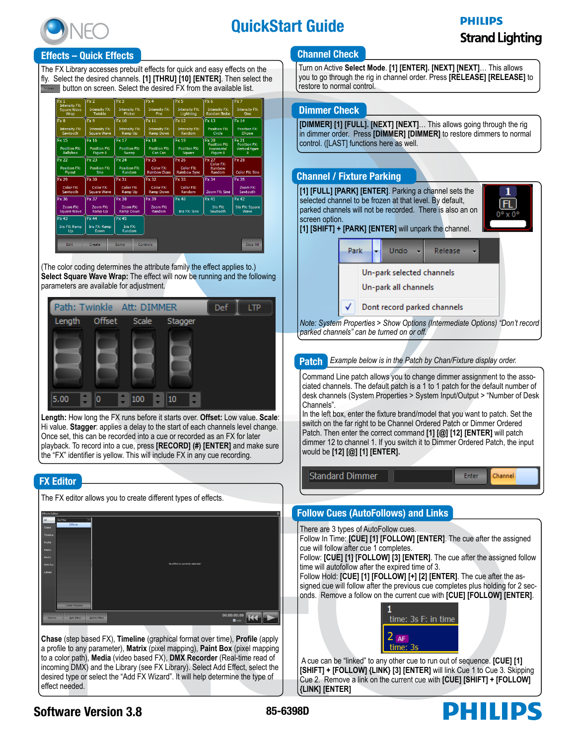# QuickStart Guide

PHILIPS
Strand Lighting

## Effects – Quick Effects

The FX Library accesses prebuilt effects for quick and easy effects on the fly. Select the desired channels. **[1] [THRU] [10] [ENTER].** Then select the button on screen. Select the desired FX from the available list.

(The color coding determines the attribute family the effect applies to.)
**Select Square Wave Wrap:** The effect will now be running and the following parameters are available for adjustment.

**Length:** How long the FX runs before it starts over. **Offset:** Low value. **Scale**: Hi value. **Stagger**: applies a delay to the start of each channels level change. Once set, this can be recorded into a cue or recorded as an FX for later playback. To record into a cue, press **[RECORD] (#) [ENTER]** and make sure the "FX" identifier is yellow. This will include FX in any cue recording.

## FX Editor

The FX editor allows you to create different types of effects.

**Chase** (step based FX), **Timeline** (graphical format over time), **Profile** (apply a profile to any parameter), **Matrix** (pixel mapping), **Paint Box** (pixel mapping to a color path), **Media** (video based FX), **DMX Recorder** (Real-time read of incoming DMX) and the Library (see FX Library). Select Add Effect, select the desired type or select the "Add FX Wizard". It will help determine the type of effect needed.

## Channel Check

Turn on Active **Select Mode**. **[1] [ENTER]. [NEXT] [NEXT]**... This allows you to go through the rig in channel order. Press **[RELEASE] [RELEASE]** to restore to normal control.

## Dimmer Check

**[DIMMER] [1] [FULL]. [NEXT] [NEXT]**... This allows going through the rig in dimmer order. Press **[DIMMER] [DIMMER]** to restore dimmers to normal control. ([LAST] functions here as well.

## Channel / Fixture Parking

**[1] [FULL] [PARK] [ENTER].** Parking a channel sets the selected channel to be frozen at that level. By default, parked channels will not be recorded. There is also an on screen option.
**[1] [SHIFT] + [PARK] [ENTER]** will unpark the channel.

*Note: System Properties > Show Options (Intermediate Options) "Don't record parked channels" can be turned on or off.*

## Patch

*Example below is in the Patch by Chan/Fixture display order.*

Command Line patch allows you to change dimmer assignment to the associated channels. The default patch is a 1 to 1 patch for the default number of desk channels (System Properties > System Input/Output > "Number of Desk Channels".
In the left box, enter the fixture brand/model that you want to patch. Set the switch on the far right to be Channel Ordered Patch or Dimmer Ordered Patch. Then enter the correct command **[1] [@] [12] [ENTER]** will patch dimmer 12 to channel 1. If you switch it to Dimmer Ordered Patch, the input would be **[12] [@] [1] [ENTER].**

## Follow Cues (AutoFollows) and Links

There are 3 types of AutoFollow cues.
Follow In Time: **[CUE] [1] [FOLLOW] [ENTER]**. The cue after the assigned cue will follow after cue 1 completes.
Follow: **[CUE] [1] [FOLLOW] [3] [ENTER]**. The cue after the assigned follow time will autofollow after the expired time of 3.
Follow Hold: **[CUE] [1] [FOLLOW] [+] [2] [ENTER]**. The cue after the assigned cue will follow after the previous cue completes plus holding for 2 seconds. Remove a follow on the current cue with **[CUE] [FOLLOW] [ENTER]**.

A cue can be "linked" to any other cue to run out of sequence. **[CUE] [1] [SHIFT] + [FOLLOW] {LINK} [3] [ENTER]** will link Cue 1 to Cue 3. Skipping Cue 2. Remove a link on the current cue with **[CUE] [SHIFT] + [FOLLOW] {LINK} [ENTER]**

**Software Version 3.8** 85-6398D PHILIPS